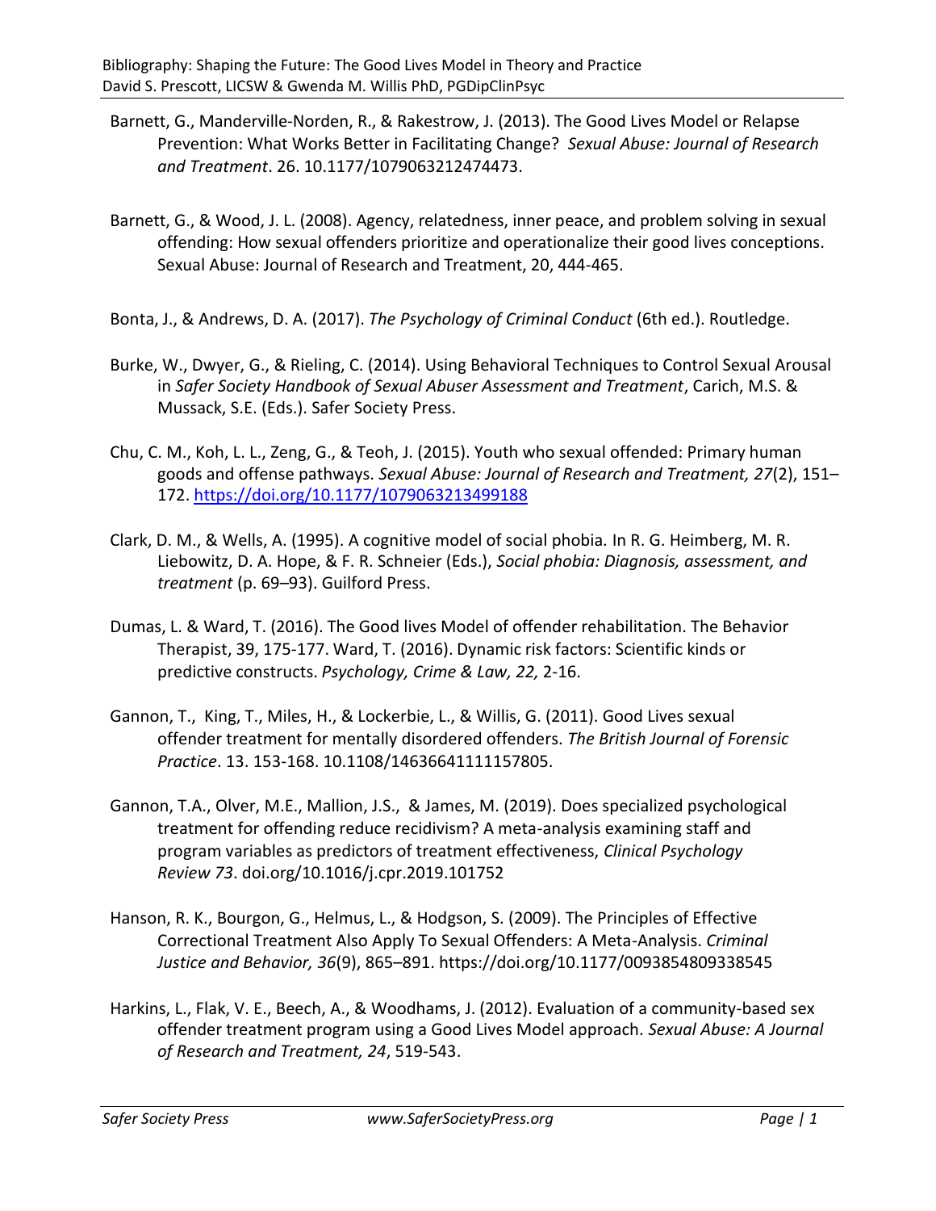Bibliography: Shaping the Future: The Good Lives Model in Theory and Practice
David S. Prescott, LICSW & Gwenda M. Willis PhD, PGDipClinPsyc

Barnett, G., Manderville-Norden, R., & Rakestrow, J. (2013). The Good Lives Model or Relapse Prevention: What Works Better in Facilitating Change? *Sexual Abuse: Journal of Research and Treatment*. 26. 10.1177/1079063212474473.

Barnett, G., & Wood, J. L. (2008). Agency, relatedness, inner peace, and problem solving in sexual offending: How sexual offenders prioritize and operationalize their good lives conceptions. Sexual Abuse: Journal of Research and Treatment, 20, 444-465.

Bonta, J., & Andrews, D. A. (2017). *The Psychology of Criminal Conduct* (6th ed.). Routledge.

Burke, W., Dwyer, G., & Rieling, C. (2014). Using Behavioral Techniques to Control Sexual Arousal in *Safer Society Handbook of Sexual Abuser Assessment and Treatment*, Carich, M.S. & Mussack, S.E. (Eds.). Safer Society Press.

Chu, C. M., Koh, L. L., Zeng, G., & Teoh, J. (2015). Youth who sexual offended: Primary human goods and offense pathways. *Sexual Abuse: Journal of Research and Treatment, 27*(2), 151–172. https://doi.org/10.1177/1079063213499188

Clark, D. M., & Wells, A. (1995). A cognitive model of social phobia. In R. G. Heimberg, M. R. Liebowitz, D. A. Hope, & F. R. Schneier (Eds.), *Social phobia: Diagnosis, assessment, and treatment* (p. 69–93). Guilford Press.

Dumas, L. & Ward, T. (2016). The Good lives Model of offender rehabilitation. The Behavior Therapist, 39, 175-177. Ward, T. (2016). Dynamic risk factors: Scientific kinds or predictive constructs. *Psychology, Crime & Law, 22,* 2-16.

Gannon, T., King, T., Miles, H., & Lockerbie, L., & Willis, G. (2011). Good Lives sexual offender treatment for mentally disordered offenders. *The British Journal of Forensic Practice*. 13. 153-168. 10.1108/14636641111157805.

Gannon, T.A., Olver, M.E., Mallion, J.S., & James, M. (2019). Does specialized psychological treatment for offending reduce recidivism? A meta-analysis examining staff and program variables as predictors of treatment effectiveness, *Clinical Psychology Review 73*. doi.org/10.1016/j.cpr.2019.101752

Hanson, R. K., Bourgon, G., Helmus, L., & Hodgson, S. (2009). The Principles of Effective Correctional Treatment Also Apply To Sexual Offenders: A Meta-Analysis. *Criminal Justice and Behavior, 36*(9), 865–891. https://doi.org/10.1177/0093854809338545

Harkins, L., Flak, V. E., Beech, A., & Woodhams, J. (2012). Evaluation of a community-based sex offender treatment program using a Good Lives Model approach. *Sexual Abuse: A Journal of Research and Treatment, 24*, 519-543.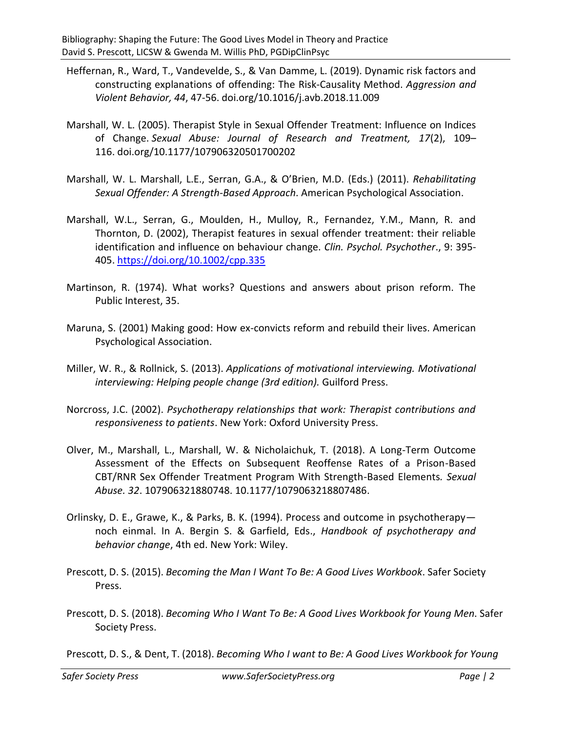Heffernan, R., Ward, T., Vandevelde, S., & Van Damme, L. (2019). Dynamic risk factors and constructing explanations of offending: The Risk-Causality Method. *Aggression and Violent Behavior, 44*, 47-56. doi.org/10.1016/j.avb.2018.11.009

Marshall, W. L. (2005). Therapist Style in Sexual Offender Treatment: Influence on Indices of Change. *Sexual Abuse: Journal of Research and Treatment, 17*(2), 109–116. doi.org/10.1177/107906320501700202

Marshall, W. L. Marshall, L.E., Serran, G.A., & O'Brien, M.D. (Eds.) (2011). *Rehabilitating Sexual Offender: A Strength-Based Approach*. American Psychological Association.

Marshall, W.L., Serran, G., Moulden, H., Mulloy, R., Fernandez, Y.M., Mann, R. and Thornton, D. (2002), Therapist features in sexual offender treatment: their reliable identification and influence on behaviour change. *Clin. Psychol. Psychother*., 9: 395-405. https://doi.org/10.1002/cpp.335

Martinson, R. (1974). What works? Questions and answers about prison reform. The Public Interest, 35.

Maruna, S. (2001) Making good: How ex-convicts reform and rebuild their lives. American Psychological Association.

Miller, W. R., & Rollnick, S. (2013). *Applications of motivational interviewing. Motivational interviewing: Helping people change (3rd edition).* Guilford Press.

Norcross, J.C. (2002). *Psychotherapy relationships that work: Therapist contributions and responsiveness to patients*. New York: Oxford University Press.

Olver, M., Marshall, L., Marshall, W. & Nicholaichuk, T. (2018). A Long-Term Outcome Assessment of the Effects on Subsequent Reoffense Rates of a Prison-Based CBT/RNR Sex Offender Treatment Program With Strength-Based Elements. *Sexual Abuse. 32*. 107906321880748. 10.1177/1079063218807486.

Orlinsky, D. E., Grawe, K., & Parks, B. K. (1994). Process and outcome in psychotherapy—noch einmal. In A. Bergin S. & Garfield, Eds., *Handbook of psychotherapy and behavior change*, 4th ed. New York: Wiley.

Prescott, D. S. (2015). *Becoming the Man I Want To Be: A Good Lives Workbook*. Safer Society Press.

Prescott, D. S. (2018). *Becoming Who I Want To Be: A Good Lives Workbook for Young Men*. Safer Society Press.

Prescott, D. S., & Dent, T. (2018). *Becoming Who I want to Be: A Good Lives Workbook for Young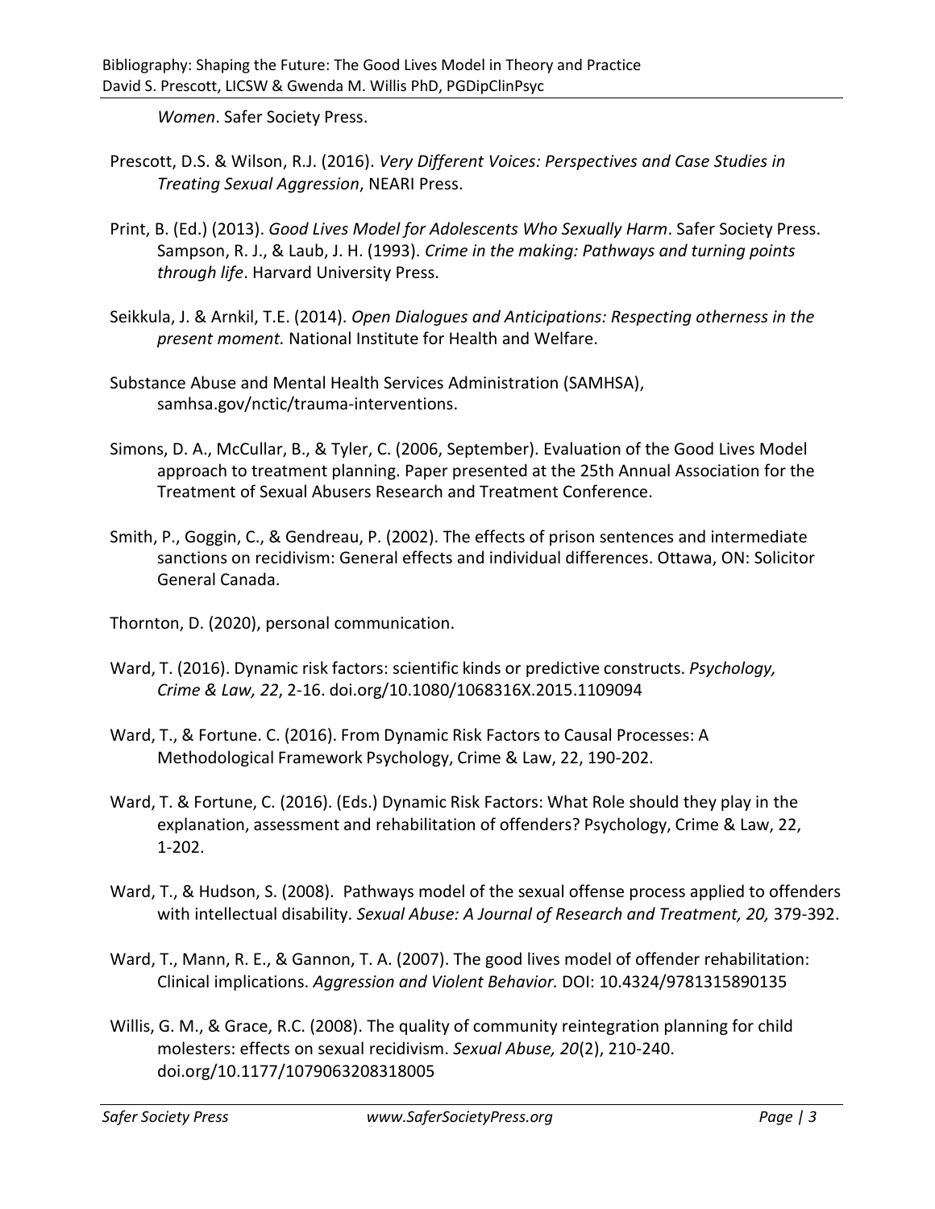*Women*. Safer Society Press.

Prescott, D.S. & Wilson, R.J. (2016). *Very Different Voices: Perspectives and Case Studies in Treating Sexual Aggression*, NEARI Press.

Print, B. (Ed.) (2013). *Good Lives Model for Adolescents Who Sexually Harm*. Safer Society Press. Sampson, R. J., & Laub, J. H. (1993). *Crime in the making: Pathways and turning points through life*. Harvard University Press.

Seikkula, J. & Arnkil, T.E. (2014). *Open Dialogues and Anticipations: Respecting otherness in the present moment.* National Institute for Health and Welfare.

Substance Abuse and Mental Health Services Administration (SAMHSA), samhsa.gov/nctic/trauma-interventions.

Simons, D. A., McCullar, B., & Tyler, C. (2006, September). Evaluation of the Good Lives Model approach to treatment planning. Paper presented at the 25th Annual Association for the Treatment of Sexual Abusers Research and Treatment Conference.

Smith, P., Goggin, C., & Gendreau, P. (2002). The effects of prison sentences and intermediate sanctions on recidivism: General effects and individual differences. Ottawa, ON: Solicitor General Canada.

Thornton, D. (2020), personal communication.

Ward, T. (2016). Dynamic risk factors: scientific kinds or predictive constructs. *Psychology, Crime & Law, 22*, 2-16. doi.org/10.1080/1068316X.2015.1109094

Ward, T., & Fortune. C. (2016). From Dynamic Risk Factors to Causal Processes: A Methodological Framework Psychology, Crime & Law, 22, 190-202.

Ward, T. & Fortune, C. (2016). (Eds.) Dynamic Risk Factors: What Role should they play in the explanation, assessment and rehabilitation of offenders? Psychology, Crime & Law, 22, 1-202.

Ward, T., & Hudson, S. (2008). Pathways model of the sexual offense process applied to offenders with intellectual disability. *Sexual Abuse: A Journal of Research and Treatment, 20,* 379-392.

Ward, T., Mann, R. E., & Gannon, T. A. (2007). The good lives model of offender rehabilitation: Clinical implications. *Aggression and Violent Behavior.* DOI: 10.4324/9781315890135

Willis, G. M., & Grace, R.C. (2008). The quality of community reintegration planning for child molesters: effects on sexual recidivism. *Sexual Abuse, 20*(2), 210-240. doi.org/10.1177/1079063208318005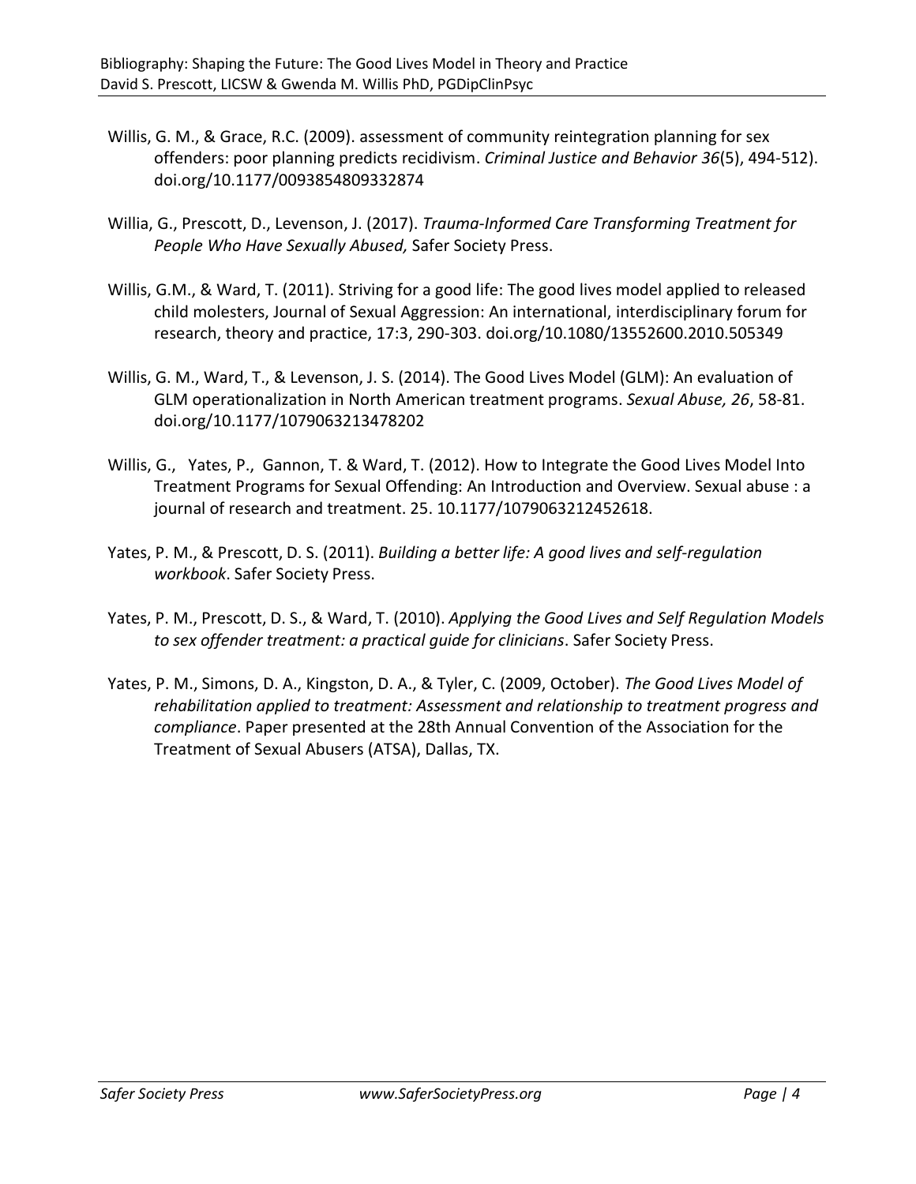Willis, G. M., & Grace, R.C. (2009). assessment of community reintegration planning for sex offenders: poor planning predicts recidivism. *Criminal Justice and Behavior 36*(5), 494-512). doi.org/10.1177/0093854809332874

Willia, G., Prescott, D., Levenson, J. (2017). *Trauma-Informed Care Transforming Treatment for People Who Have Sexually Abused,* Safer Society Press.

Willis, G.M., & Ward, T. (2011). Striving for a good life: The good lives model applied to released child molesters, Journal of Sexual Aggression: An international, interdisciplinary forum for research, theory and practice, 17:3, 290-303. doi.org/10.1080/13552600.2010.505349

Willis, G. M., Ward, T., & Levenson, J. S. (2014). The Good Lives Model (GLM): An evaluation of GLM operationalization in North American treatment programs. *Sexual Abuse, 26*, 58-81. doi.org/10.1177/1079063213478202

Willis, G., Yates, P., Gannon, T. & Ward, T. (2012). How to Integrate the Good Lives Model Into Treatment Programs for Sexual Offending: An Introduction and Overview. Sexual abuse : a journal of research and treatment. 25. 10.1177/1079063212452618.

Yates, P. M., & Prescott, D. S. (2011). *Building a better life: A good lives and self-regulation workbook*. Safer Society Press.

Yates, P. M., Prescott, D. S., & Ward, T. (2010). *Applying the Good Lives and Self Regulation Models to sex offender treatment: a practical guide for clinicians*. Safer Society Press.

Yates, P. M., Simons, D. A., Kingston, D. A., & Tyler, C. (2009, October). *The Good Lives Model of rehabilitation applied to treatment: Assessment and relationship to treatment progress and compliance*. Paper presented at the 28th Annual Convention of the Association for the Treatment of Sexual Abusers (ATSA), Dallas, TX.